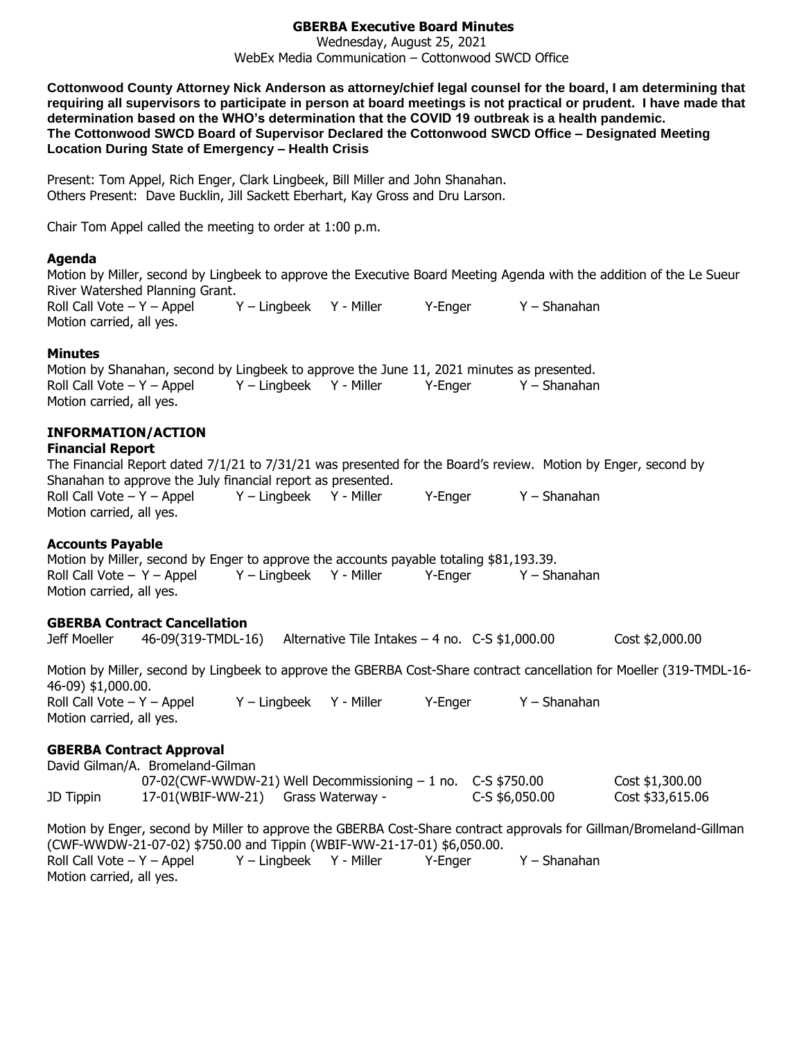# GBERBA Executive Board Minutes

Wednesday, August 25, 2021
WebEx Media Communication – Cottonwood SWCD Office

**Cottonwood County Attorney Nick Anderson as attorney/chief legal counsel for the board, I am determining that requiring all supervisors to participate in person at board meetings is not practical or prudent. I have made that determination based on the WHO's determination that the COVID 19 outbreak is a health pandemic. The Cottonwood SWCD Board of Supervisor Declared the Cottonwood SWCD Office – Designated Meeting Location During State of Emergency – Health Crisis**

Present: Tom Appel, Rich Enger, Clark Lingbeek, Bill Miller and John Shanahan.
Others Present: Dave Bucklin, Jill Sackett Eberhart, Kay Gross and Dru Larson.

Chair Tom Appel called the meeting to order at 1:00 p.m.

### Agenda

Motion by Miller, second by Lingbeek to approve the Executive Board Meeting Agenda with the addition of the Le Sueur River Watershed Planning Grant.
Roll Call Vote – Y – Appel Y – Lingbeek Y - Miller Y-Enger Y – Shanahan
Motion carried, all yes.

### Minutes

Motion by Shanahan, second by Lingbeek to approve the June 11, 2021 minutes as presented.
Roll Call Vote – Y – Appel Y – Lingbeek Y - Miller Y-Enger Y – Shanahan
Motion carried, all yes.

## INFORMATION/ACTION

### Financial Report

The Financial Report dated 7/1/21 to 7/31/21 was presented for the Board's review. Motion by Enger, second by Shanahan to approve the July financial report as presented.
Roll Call Vote – Y – Appel Y – Lingbeek Y - Miller Y-Enger Y – Shanahan
Motion carried, all yes.

### Accounts Payable

Motion by Miller, second by Enger to approve the accounts payable totaling $81,193.39.
Roll Call Vote – Y – Appel Y – Lingbeek Y - Miller Y-Enger Y – Shanahan
Motion carried, all yes.

### GBERBA Contract Cancellation

| Jeff Moeller | 46-09(319-TMDL-16) | Alternative Tile Intakes – 4 no. | C-S $1,000.00 | Cost $2,000.00 |
|---|---|---|---|---|

Motion by Miller, second by Lingbeek to approve the GBERBA Cost-Share contract cancellation for Moeller (319-TMDL-16-46-09) $1,000.00.
Roll Call Vote – Y – Appel Y – Lingbeek Y - Miller Y-Enger Y – Shanahan
Motion carried, all yes.

### GBERBA Contract Approval

| David Gilman/A. Bromeland-Gilman | | | | |
|---|---|---|---|---|
| | 07-02(CWF-WWDW-21) | Well Decommissioning – 1 no. | C-S $750.00 | Cost $1,300.00 |
| JD Tippin | 17-01(WBIF-WW-21) | Grass Waterway - | C-S $6,050.00 | Cost $33,615.06 |

Motion by Enger, second by Miller to approve the GBERBA Cost-Share contract approvals for Gillman/Bromeland-Gillman (CWF-WWDW-21-07-02) $750.00 and Tippin (WBIF-WW-21-17-01) $6,050.00.
Roll Call Vote – Y – Appel Y – Lingbeek Y - Miller Y-Enger Y – Shanahan
Motion carried, all yes.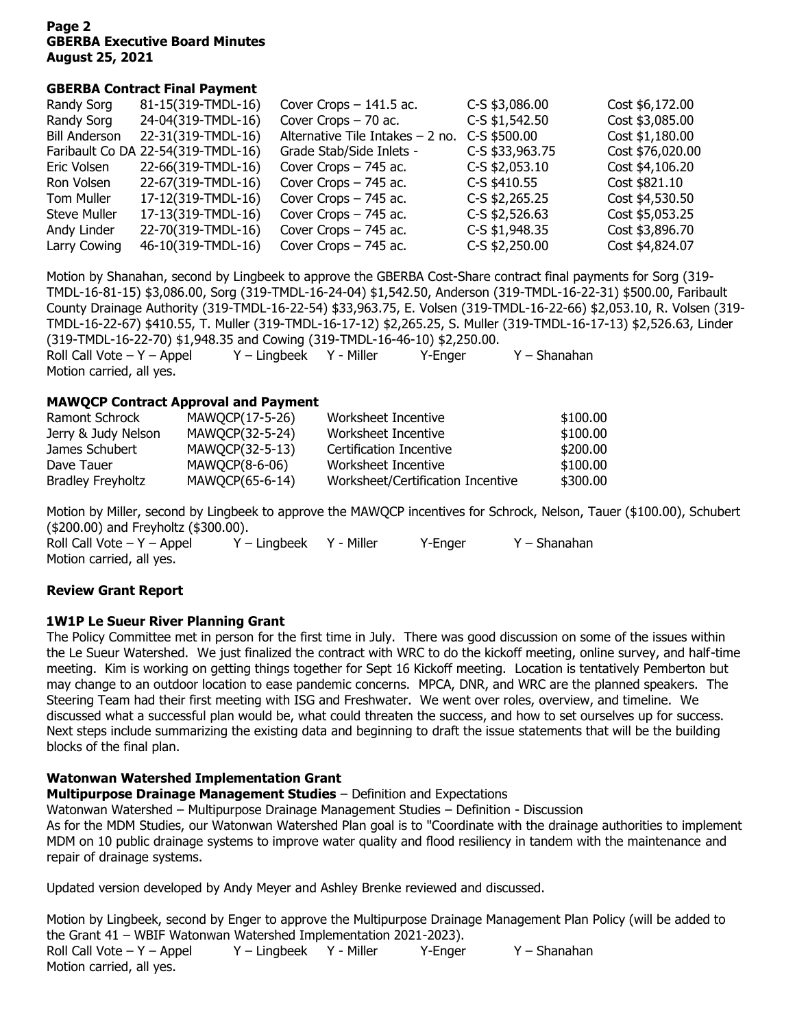### GBERBA Contract Final Payment

| | | | | |
|---|---|---|---|---|
| Randy Sorg | 81-15(319-TMDL-16) | Cover Crops – 141.5 ac. | C-S $3,086.00 | Cost $6,172.00 |
| Randy Sorg | 24-04(319-TMDL-16) | Cover Crops – 70 ac. | C-S $1,542.50 | Cost $3,085.00 |
| Bill Anderson | 22-31(319-TMDL-16) | Alternative Tile Intakes – 2 no. | C-S $500.00 | Cost $1,180.00 |
| Faribault Co DA | 22-54(319-TMDL-16) | Grade Stab/Side Inlets - | C-S $33,963.75 | Cost $76,020.00 |
| Eric Volsen | 22-66(319-TMDL-16) | Cover Crops – 745 ac. | C-S $2,053.10 | Cost $4,106.20 |
| Ron Volsen | 22-67(319-TMDL-16) | Cover Crops – 745 ac. | C-S $410.55 | Cost $821.10 |
| Tom Muller | 17-12(319-TMDL-16) | Cover Crops – 745 ac. | C-S $2,265.25 | Cost $4,530.50 |
| Steve Muller | 17-13(319-TMDL-16) | Cover Crops – 745 ac. | C-S $2,526.63 | Cost $5,053.25 |
| Andy Linder | 22-70(319-TMDL-16) | Cover Crops – 745 ac. | C-S $1,948.35 | Cost $3,896.70 |
| Larry Cowing | 46-10(319-TMDL-16) | Cover Crops – 745 ac. | C-S $2,250.00 | Cost $4,824.07 |

Motion by Shanahan, second by Lingbeek to approve the GBERBA Cost-Share contract final payments for Sorg (319-TMDL-16-81-15) $3,086.00, Sorg (319-TMDL-16-24-04) $1,542.50, Anderson (319-TMDL-16-22-31) $500.00, Faribault County Drainage Authority (319-TMDL-16-22-54) $33,963.75, E. Volsen (319-TMDL-16-22-66) $2,053.10, R. Volsen (319-TMDL-16-22-67) $410.55, T. Muller (319-TMDL-16-17-12) $2,265.25, S. Muller (319-TMDL-16-17-13) $2,526.63, Linder (319-TMDL-16-22-70) $1,948.35 and Cowing (319-TMDL-16-46-10) $2,250.00.
Roll Call Vote – Y – Appel Y – Lingbeek Y - Miller Y-Enger Y – Shanahan
Motion carried, all yes.

### MAWQCP Contract Approval and Payment

| | | | |
|---|---|---|---|
| Ramont Schrock | MAWQCP(17-5-26) | Worksheet Incentive | $100.00 |
| Jerry & Judy Nelson | MAWQCP(32-5-24) | Worksheet Incentive | $100.00 |
| James Schubert | MAWQCP(32-5-13) | Certification Incentive | $200.00 |
| Dave Tauer | MAWQCP(8-6-06) | Worksheet Incentive | $100.00 |
| Bradley Freyholtz | MAWQCP(65-6-14) | Worksheet/Certification Incentive | $300.00 |

Motion by Miller, second by Lingbeek to approve the MAWQCP incentives for Schrock, Nelson, Tauer ($100.00), Schubert ($200.00) and Freyholtz ($300.00).
Roll Call Vote – Y – Appel Y – Lingbeek Y - Miller Y-Enger Y – Shanahan
Motion carried, all yes.

### Review Grant Report

### 1W1P Le Sueur River Planning Grant

The Policy Committee met in person for the first time in July. There was good discussion on some of the issues within the Le Sueur Watershed. We just finalized the contract with WRC to do the kickoff meeting, online survey, and half-time meeting. Kim is working on getting things together for Sept 16 Kickoff meeting. Location is tentatively Pemberton but may change to an outdoor location to ease pandemic concerns. MPCA, DNR, and WRC are the planned speakers. The Steering Team had their first meeting with ISG and Freshwater. We went over roles, overview, and timeline. We discussed what a successful plan would be, what could threaten the success, and how to set ourselves up for success. Next steps include summarizing the existing data and beginning to draft the issue statements that will be the building blocks of the final plan.

### Watonwan Watershed Implementation Grant

**Multipurpose Drainage Management Studies** – Definition and Expectations
Watonwan Watershed – Multipurpose Drainage Management Studies – Definition - Discussion
As for the MDM Studies, our Watonwan Watershed Plan goal is to "Coordinate with the drainage authorities to implement MDM on 10 public drainage systems to improve water quality and flood resiliency in tandem with the maintenance and repair of drainage systems.

Updated version developed by Andy Meyer and Ashley Brenke reviewed and discussed.

Motion by Lingbeek, second by Enger to approve the Multipurpose Drainage Management Plan Policy (will be added to the Grant 41 – WBIF Watonwan Watershed Implementation 2021-2023).
Roll Call Vote – Y – Appel Y – Lingbeek Y - Miller Y-Enger Y – Shanahan
Motion carried, all yes.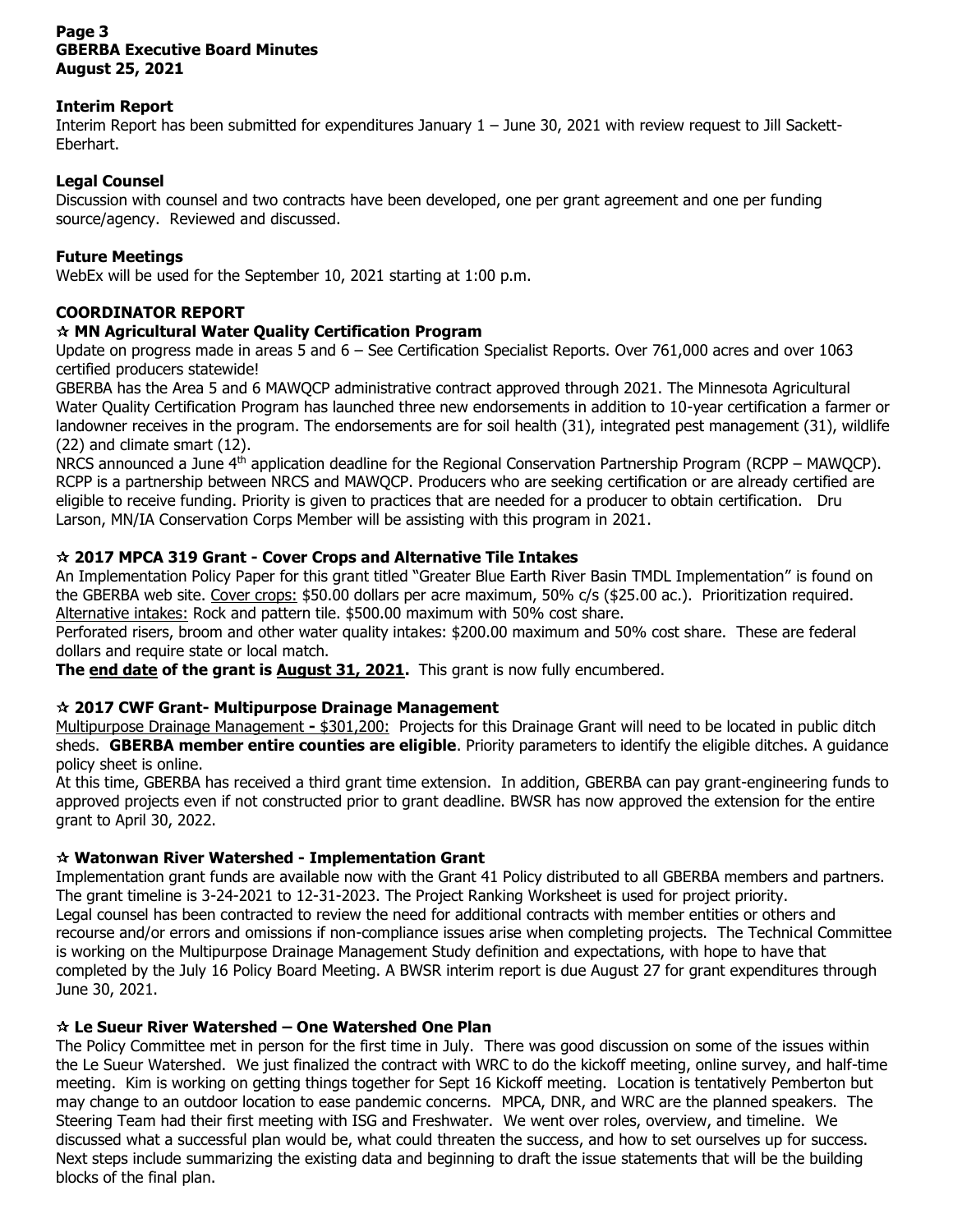**Interim Report**

Interim Report has been submitted for expenditures January 1 – June 30, 2021 with review request to Jill Sackett-Eberhart.

**Legal Counsel**

Discussion with counsel and two contracts have been developed, one per grant agreement and one per funding source/agency. Reviewed and discussed.

**Future Meetings**

WebEx will be used for the September 10, 2021 starting at 1:00 p.m.

## COORDINATOR REPORT

### ☆ MN Agricultural Water Quality Certification Program

Update on progress made in areas 5 and 6 – See Certification Specialist Reports. Over 761,000 acres and over 1063 certified producers statewide!

GBERBA has the Area 5 and 6 MAWQCP administrative contract approved through 2021. The Minnesota Agricultural Water Quality Certification Program has launched three new endorsements in addition to 10-year certification a farmer or landowner receives in the program. The endorsements are for soil health (31), integrated pest management (31), wildlife (22) and climate smart (12).

NRCS announced a June 4th application deadline for the Regional Conservation Partnership Program (RCPP – MAWQCP). RCPP is a partnership between NRCS and MAWQCP. Producers who are seeking certification or are already certified are eligible to receive funding. Priority is given to practices that are needed for a producer to obtain certification. Dru Larson, MN/IA Conservation Corps Member will be assisting with this program in 2021.

### ☆ 2017 MPCA 319 Grant - Cover Crops and Alternative Tile Intakes

An Implementation Policy Paper for this grant titled "Greater Blue Earth River Basin TMDL Implementation" is found on the GBERBA web site. Cover crops: $50.00 dollars per acre maximum, 50% c/s ($25.00 ac.). Prioritization required. Alternative intakes: Rock and pattern tile. $500.00 maximum with 50% cost share.

Perforated risers, broom and other water quality intakes: $200.00 maximum and 50% cost share. These are federal dollars and require state or local match.

**The end date of the grant is August 31, 2021.** This grant is now fully encumbered.

### ☆ 2017 CWF Grant- Multipurpose Drainage Management

Multipurpose Drainage Management **-** $301,200: Projects for this Drainage Grant will need to be located in public ditch sheds. **GBERBA member entire counties are eligible**. Priority parameters to identify the eligible ditches. A guidance policy sheet is online.

At this time, GBERBA has received a third grant time extension. In addition, GBERBA can pay grant-engineering funds to approved projects even if not constructed prior to grant deadline. BWSR has now approved the extension for the entire grant to April 30, 2022.

### ☆ Watonwan River Watershed - Implementation Grant

Implementation grant funds are available now with the Grant 41 Policy distributed to all GBERBA members and partners. The grant timeline is 3-24-2021 to 12-31-2023. The Project Ranking Worksheet is used for project priority.

Legal counsel has been contracted to review the need for additional contracts with member entities or others and recourse and/or errors and omissions if non-compliance issues arise when completing projects. The Technical Committee is working on the Multipurpose Drainage Management Study definition and expectations, with hope to have that completed by the July 16 Policy Board Meeting. A BWSR interim report is due August 27 for grant expenditures through June 30, 2021.

### ☆ Le Sueur River Watershed – One Watershed One Plan

The Policy Committee met in person for the first time in July. There was good discussion on some of the issues within the Le Sueur Watershed. We just finalized the contract with WRC to do the kickoff meeting, online survey, and half-time meeting. Kim is working on getting things together for Sept 16 Kickoff meeting. Location is tentatively Pemberton but may change to an outdoor location to ease pandemic concerns. MPCA, DNR, and WRC are the planned speakers. The Steering Team had their first meeting with ISG and Freshwater. We went over roles, overview, and timeline. We discussed what a successful plan would be, what could threaten the success, and how to set ourselves up for success. Next steps include summarizing the existing data and beginning to draft the issue statements that will be the building blocks of the final plan.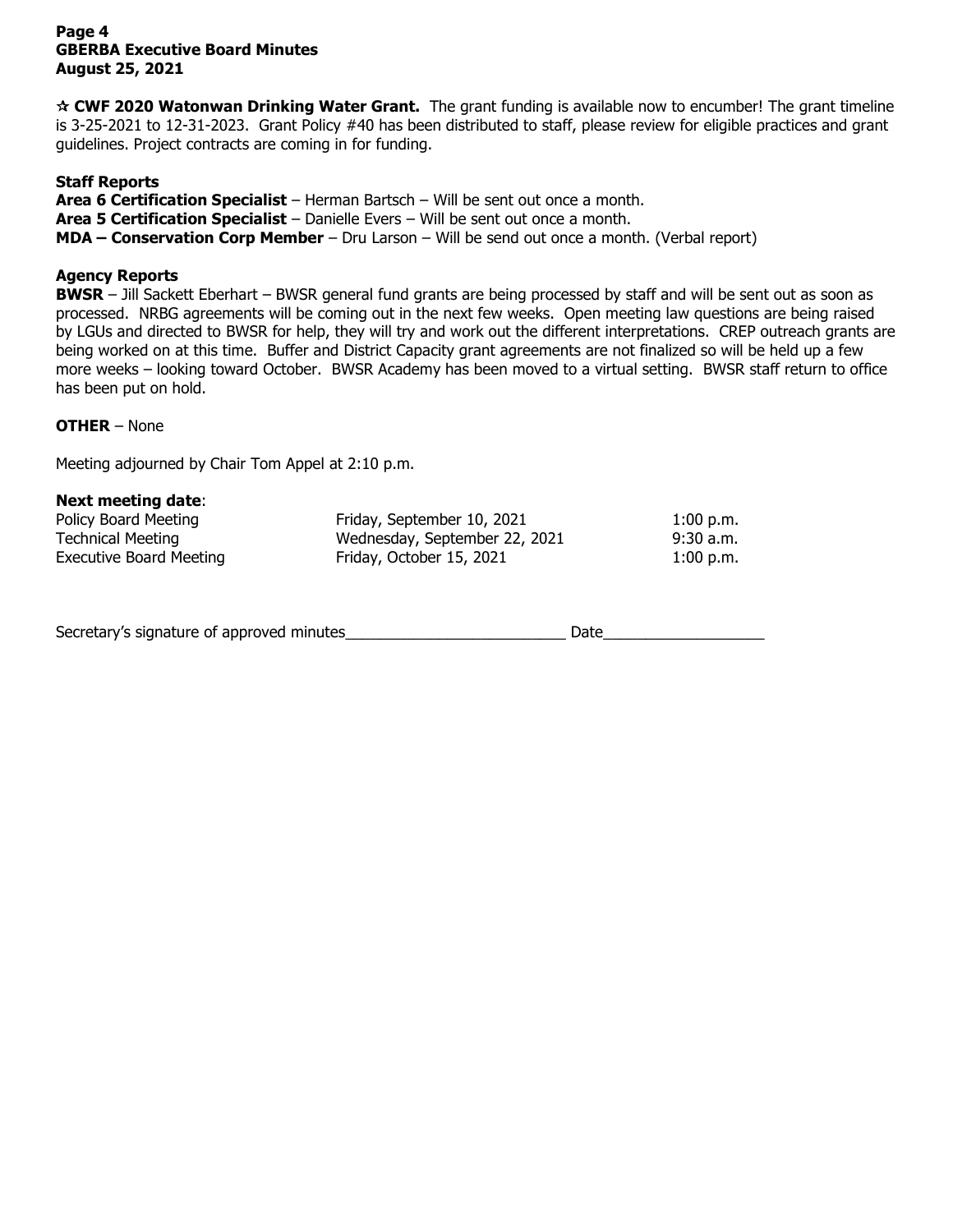☆ **CWF 2020 Watonwan Drinking Water Grant.** The grant funding is available now to encumber! The grant timeline is 3-25-2021 to 12-31-2023. Grant Policy #40 has been distributed to staff, please review for eligible practices and grant guidelines. Project contracts are coming in for funding.

**Staff Reports**

**Area 6 Certification Specialist** – Herman Bartsch – Will be sent out once a month.
**Area 5 Certification Specialist** – Danielle Evers – Will be sent out once a month.
**MDA – Conservation Corp Member** – Dru Larson – Will be send out once a month. (Verbal report)

**Agency Reports**

**BWSR** – Jill Sackett Eberhart – BWSR general fund grants are being processed by staff and will be sent out as soon as processed. NRBG agreements will be coming out in the next few weeks. Open meeting law questions are being raised by LGUs and directed to BWSR for help, they will try and work out the different interpretations. CREP outreach grants are being worked on at this time. Buffer and District Capacity grant agreements are not finalized so will be held up a few more weeks – looking toward October. BWSR Academy has been moved to a virtual setting. BWSR staff return to office has been put on hold.

**OTHER** – None

Meeting adjourned by Chair Tom Appel at 2:10 p.m.

**Next meeting date**:

| | | |
|---|---|---|
| Policy Board Meeting | Friday, September 10, 2021 | 1:00 p.m. |
| Technical Meeting | Wednesday, September 22, 2021 | 9:30 a.m. |
| Executive Board Meeting | Friday, October 15, 2021 | 1:00 p.m. |

Secretary's signature of approved minutes__________________________ Date___________________